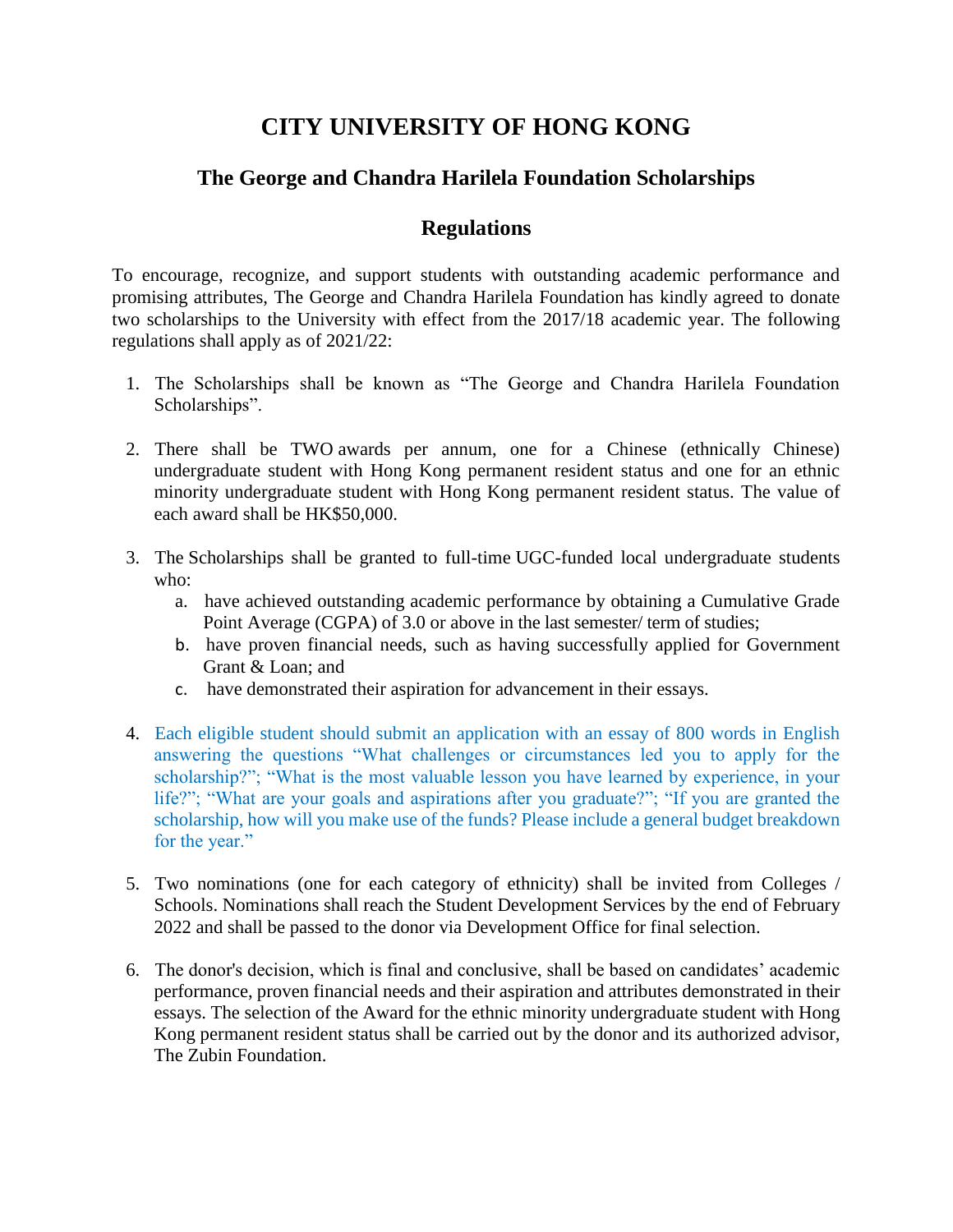# CITY UNIVERSITY OF HONG KONG

## The George and Chandra Harilela Foundation Scholarships

## Regulations

To encourage, recognize, and support students with outstanding academic performance and promising attributes, The George and Chandra Harilela Foundation has kindly agreed to donate two scholarships to the University with effect from the 2017/18 academic year. The following regulations shall apply as of 2021/22:

1. The Scholarships shall be known as "The George and Chandra Harilela Foundation Scholarships".

2. There shall be TWO awards per annum, one for a Chinese (ethnically Chinese) undergraduate student with Hong Kong permanent resident status and one for an ethnic minority undergraduate student with Hong Kong permanent resident status. The value of each award shall be HK$50,000.

3. The Scholarships shall be granted to full-time UGC-funded local undergraduate students who:
   a. have achieved outstanding academic performance by obtaining a Cumulative Grade Point Average (CGPA) of 3.0 or above in the last semester/ term of studies;
   b. have proven financial needs, such as having successfully applied for Government Grant & Loan; and
   c. have demonstrated their aspiration for advancement in their essays.

4. Each eligible student should submit an application with an essay of 800 words in English answering the questions "What challenges or circumstances led you to apply for the scholarship?"; "What is the most valuable lesson you have learned by experience, in your life?"; "What are your goals and aspirations after you graduate?"; "If you are granted the scholarship, how will you make use of the funds? Please include a general budget breakdown for the year."

5. Two nominations (one for each category of ethnicity) shall be invited from Colleges / Schools. Nominations shall reach the Student Development Services by the end of February 2022 and shall be passed to the donor via Development Office for final selection.

6. The donor's decision, which is final and conclusive, shall be based on candidates' academic performance, proven financial needs and their aspiration and attributes demonstrated in their essays. The selection of the Award for the ethnic minority undergraduate student with Hong Kong permanent resident status shall be carried out by the donor and its authorized advisor, The Zubin Foundation.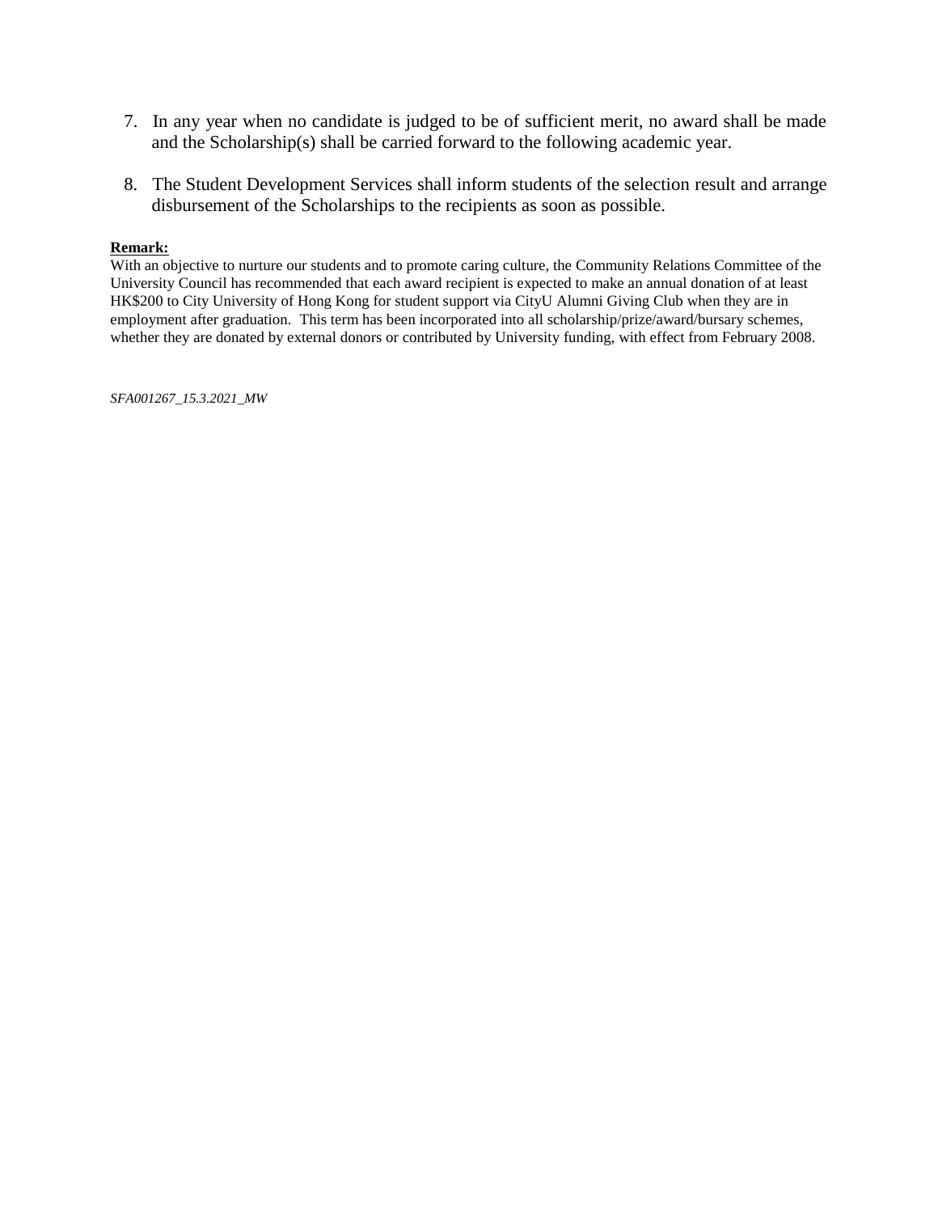7. In any year when no candidate is judged to be of sufficient merit, no award shall be made and the Scholarship(s) shall be carried forward to the following academic year.

8. The Student Development Services shall inform students of the selection result and arrange disbursement of the Scholarships to the recipients as soon as possible.

**Remark:**

With an objective to nurture our students and to promote caring culture, the Community Relations Committee of the University Council has recommended that each award recipient is expected to make an annual donation of at least HK$200 to City University of Hong Kong for student support via CityU Alumni Giving Club when they are in employment after graduation. This term has been incorporated into all scholarship/prize/award/bursary schemes, whether they are donated by external donors or contributed by University funding, with effect from February 2008.

*SFA001267_15.3.2021_MW*